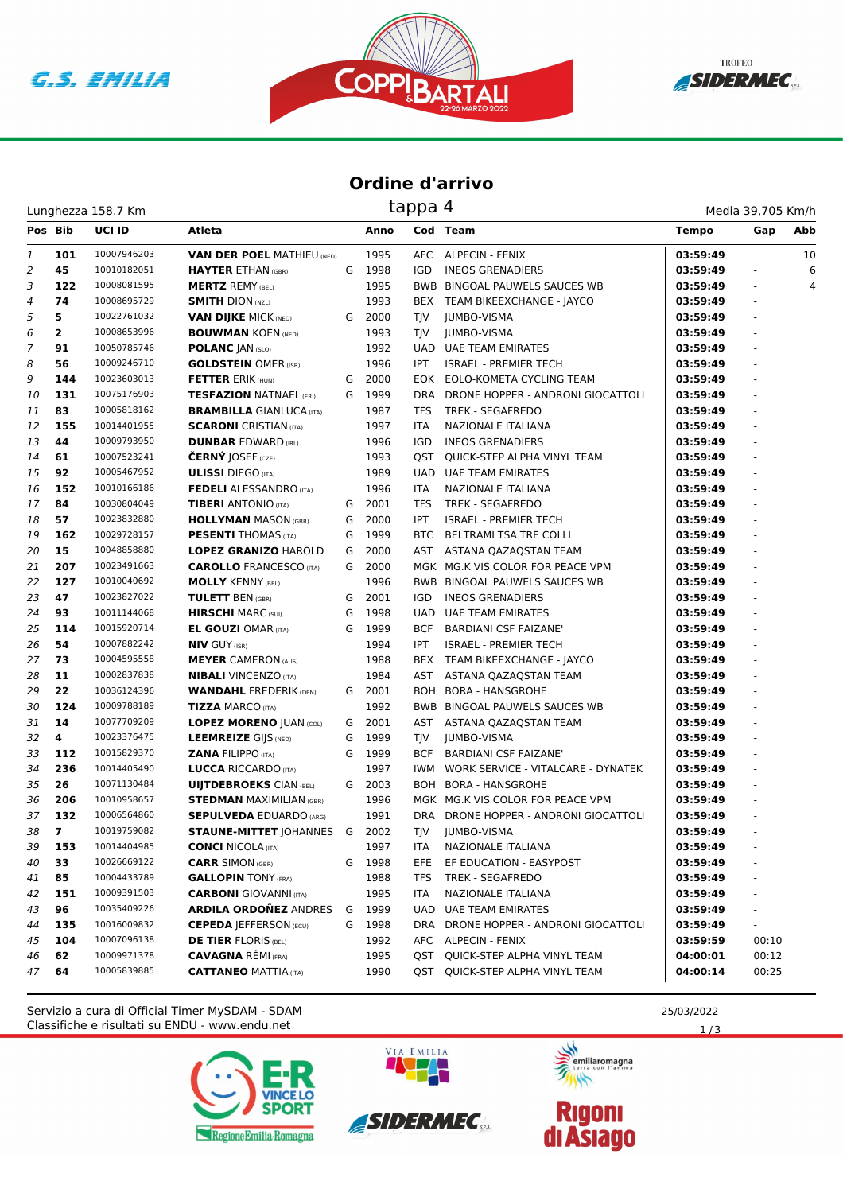# Ordine d'arrivo

## tappa 4

Lunghezza 158.7 Km — Media 39,705 Km/h

| Pos | Bib | UCI ID | Atleta | | Anno | Cod | Team | Tempo | Gap | Abb |
|---|---|---|---|---|---|---|---|---|---|---|
| 1 | 101 | 10007946203 | **VAN DER POEL** MATHIEU (NED) | | 1995 | AFC | ALPECIN - FENIX | 03:59:49 | | 10 |
| 2 | 45 | 10010182051 | **HAYTER** ETHAN (GBR) | G | 1998 | IGD | INEOS GRENADIERS | 03:59:49 | - | 6 |
| 3 | 122 | 10008081595 | **MERTZ** REMY (BEL) | | 1995 | BWB | BINGOAL PAUWELS SAUCES WB | 03:59:49 | - | 4 |
| 4 | 74 | 10008695729 | **SMITH** DION (NZL) | | 1993 | BEX | TEAM BIKEEXCHANGE - JAYCO | 03:59:49 | - | |
| 5 | 5 | 10022761032 | **VAN DIJKE** MICK (NED) | G | 2000 | TJV | JUMBO-VISMA | 03:59:49 | - | |
| 6 | 2 | 10008653996 | **BOUWMAN** KOEN (NED) | | 1993 | TJV | JUMBO-VISMA | 03:59:49 | - | |
| 7 | 91 | 10050785746 | **POLANC** JAN (SLO) | | 1992 | UAD | UAE TEAM EMIRATES | 03:59:49 | - | |
| 8 | 56 | 10009246710 | **GOLDSTEIN** OMER (ISR) | | 1996 | IPT | ISRAEL - PREMIER TECH | 03:59:49 | - | |
| 9 | 144 | 10023603013 | **FETTER** ERIK (HUN) | G | 2000 | EOK | EOLO-KOMETA CYCLING TEAM | 03:59:49 | - | |
| 10 | 131 | 10075176903 | **TESFAZION** NATNAEL (ERI) | G | 1999 | DRA | DRONE HOPPER - ANDRONI GIOCATTOLI | 03:59:49 | - | |
| 11 | 83 | 10005818162 | **BRAMBILLA** GIANLUCA (ITA) | | 1987 | TFS | TREK - SEGAFREDO | 03:59:49 | - | |
| 12 | 155 | 10014401955 | **SCARONI** CRISTIAN (ITA) | | 1997 | ITA | NAZIONALE ITALIANA | 03:59:49 | - | |
| 13 | 44 | 10009793950 | **DUNBAR** EDWARD (IRL) | | 1996 | IGD | INEOS GRENADIERS | 03:59:49 | - | |
| 14 | 61 | 10007523241 | **ČERNÝ** JOSEF (CZE) | | 1993 | QST | QUICK-STEP ALPHA VINYL TEAM | 03:59:49 | - | |
| 15 | 92 | 10005467952 | **ULISSI** DIEGO (ITA) | | 1989 | UAD | UAE TEAM EMIRATES | 03:59:49 | - | |
| 16 | 152 | 10010166186 | **FEDELI** ALESSANDRO (ITA) | | 1996 | ITA | NAZIONALE ITALIANA | 03:59:49 | - | |
| 17 | 84 | 10030804049 | **TIBERI** ANTONIO (ITA) | G | 2001 | TFS | TREK - SEGAFREDO | 03:59:49 | - | |
| 18 | 57 | 10023832880 | **HOLLYMAN** MASON (GBR) | G | 2000 | IPT | ISRAEL - PREMIER TECH | 03:59:49 | - | |
| 19 | 162 | 10029728157 | **PESENTI** THOMAS (ITA) | G | 1999 | BTC | BELTRAMI TSA TRE COLLI | 03:59:49 | - | |
| 20 | 15 | 10048858880 | **LOPEZ GRANIZO** HAROLD | G | 2000 | AST | ASTANA QAZAQSTAN TEAM | 03:59:49 | - | |
| 21 | 207 | 10023491663 | **CAROLLO** FRANCESCO (ITA) | G | 2000 | MGK | MG.K VIS COLOR FOR PEACE VPM | 03:59:49 | - | |
| 22 | 127 | 10010040692 | **MOLLY** KENNY (BEL) | | 1996 | BWB | BINGOAL PAUWELS SAUCES WB | 03:59:49 | - | |
| 23 | 47 | 10023827022 | **TULETT** BEN (GBR) | G | 2001 | IGD | INEOS GRENADIERS | 03:59:49 | - | |
| 24 | 93 | 10011144068 | **HIRSCHI** MARC (SUI) | G | 1998 | UAD | UAE TEAM EMIRATES | 03:59:49 | - | |
| 25 | 114 | 10015920714 | **EL GOUZI** OMAR (ITA) | G | 1999 | BCF | BARDIANI CSF FAIZANE' | 03:59:49 | - | |
| 26 | 54 | 10007882242 | **NIV** GUY (ISR) | | 1994 | IPT | ISRAEL - PREMIER TECH | 03:59:49 | - | |
| 27 | 73 | 10004595558 | **MEYER** CAMERON (AUS) | | 1988 | BEX | TEAM BIKEEXCHANGE - JAYCO | 03:59:49 | - | |
| 28 | 11 | 10002837838 | **NIBALI** VINCENZO (ITA) | | 1984 | AST | ASTANA QAZAQSTAN TEAM | 03:59:49 | - | |
| 29 | 22 | 10036124396 | **WANDAHL** FREDERIK (DEN) | G | 2001 | BOH | BORA - HANSGROHE | 03:59:49 | - | |
| 30 | 124 | 10009788189 | **TIZZA** MARCO (ITA) | | 1992 | BWB | BINGOAL PAUWELS SAUCES WB | 03:59:49 | - | |
| 31 | 14 | 10077709209 | **LOPEZ MORENO** JUAN (COL) | G | 2001 | AST | ASTANA QAZAQSTAN TEAM | 03:59:49 | - | |
| 32 | 4 | 10023376475 | **LEEMREIZE** GIJS (NED) | G | 1999 | TJV | JUMBO-VISMA | 03:59:49 | - | |
| 33 | 112 | 10015829370 | **ZANA** FILIPPO (ITA) | G | 1999 | BCF | BARDIANI CSF FAIZANE' | 03:59:49 | - | |
| 34 | 236 | 10014405490 | **LUCCA** RICCARDO (ITA) | | 1997 | IWM | WORK SERVICE - VITALCARE - DYNATEK | 03:59:49 | - | |
| 35 | 26 | 10071130484 | **UIJTDEBROEKS** CIAN (BEL) | G | 2003 | BOH | BORA - HANSGROHE | 03:59:49 | - | |
| 36 | 206 | 10010958657 | **STEDMAN** MAXIMILIAN (GBR) | | 1996 | MGK | MG.K VIS COLOR FOR PEACE VPM | 03:59:49 | - | |
| 37 | 132 | 10006564860 | **SEPULVEDA** EDUARDO (ARG) | | 1991 | DRA | DRONE HOPPER - ANDRONI GIOCATTOLI | 03:59:49 | - | |
| 38 | 7 | 10019759082 | **STAUNE-MITTET** JOHANNES | G | 2002 | TJV | JUMBO-VISMA | 03:59:49 | - | |
| 39 | 153 | 10014404985 | **CONCI** NICOLA (ITA) | | 1997 | ITA | NAZIONALE ITALIANA | 03:59:49 | - | |
| 40 | 33 | 10026669122 | **CARR** SIMON (GBR) | G | 1998 | EFE | EF EDUCATION - EASYPOST | 03:59:49 | - | |
| 41 | 85 | 10004433789 | **GALLOPIN** TONY (FRA) | | 1988 | TFS | TREK - SEGAFREDO | 03:59:49 | - | |
| 42 | 151 | 10009391503 | **CARBONI** GIOVANNI (ITA) | | 1995 | ITA | NAZIONALE ITALIANA | 03:59:49 | - | |
| 43 | 96 | 10035409226 | **ARDILA ORDOÑEZ** ANDRES | G | 1999 | UAD | UAE TEAM EMIRATES | 03:59:49 | - | |
| 44 | 135 | 10016009832 | **CEPEDA** JEFFERSON (ECU) | G | 1998 | DRA | DRONE HOPPER - ANDRONI GIOCATTOLI | 03:59:49 | - | |
| 45 | 104 | 10007096138 | **DE TIER** FLORIS (BEL) | | 1992 | AFC | ALPECIN - FENIX | 03:59:59 | 00:10 | |
| 46 | 62 | 10009971378 | **CAVAGNA** RÉMI (FRA) | | 1995 | QST | QUICK-STEP ALPHA VINYL TEAM | 04:00:01 | 00:12 | |
| 47 | 64 | 10005839885 | **CATTANEO** MATTIA (ITA) | | 1990 | QST | QUICK-STEP ALPHA VINYL TEAM | 04:00:14 | 00:25 | |

Servizio a cura di Official Timer MySDAM - SDAM
Classifiche e risultati su ENDU - www.endu.net

25/03/2022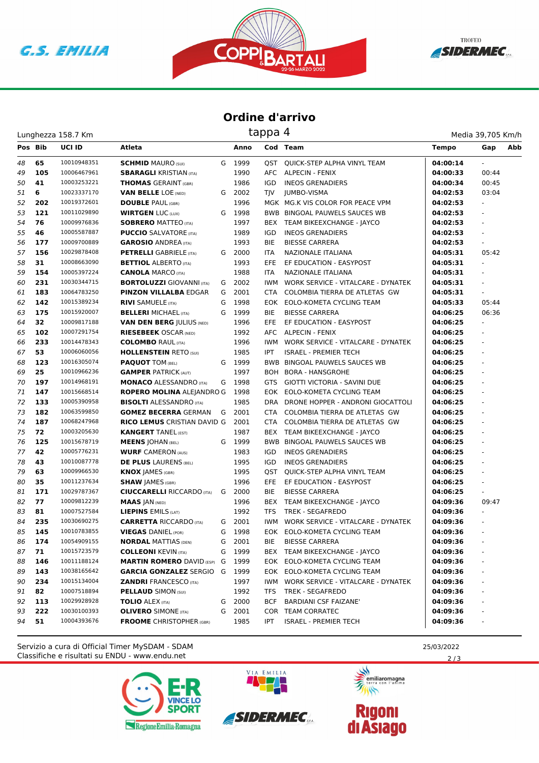# Ordine d'arrivo

tappa 4

Lunghezza 158.7 Km — Media 39,705 Km/h

| Pos | Bib | UCI ID | Atleta | | Anno | Cod | Team | Tempo | Gap | Abb |
|---|---|---|---|---|---|---|---|---|---|---|
| 48 | 65 | 10010948351 | **SCHMID** MAURO (SUI) | G | 1999 | QST | QUICK-STEP ALPHA VINYL TEAM | **04:00:14** | - | |
| 49 | 105 | 10006467961 | **SBARAGLI** KRISTIAN (ITA) | | 1990 | AFC | ALPECIN - FENIX | **04:00:33** | 00:44 | |
| 50 | 41 | 10003253221 | **THOMAS** GERAINT (GBR) | | 1986 | IGD | INEOS GRENADIERS | **04:00:34** | 00:45 | |
| 51 | 6 | 10023337170 | **VAN BELLE** LOE (NED) | G | 2002 | TJV | JUMBO-VISMA | **04:02:53** | 03:04 | |
| 52 | 202 | 10019372601 | **DOUBLE** PAUL (GBR) | | 1996 | MGK | MG.K VIS COLOR FOR PEACE VPM | **04:02:53** | - | |
| 53 | 121 | 10011029890 | **WIRTGEN** LUC (LUX) | G | 1998 | BWB | BINGOAL PAUWELS SAUCES WB | **04:02:53** | - | |
| 54 | 76 | 10009976836 | **SOBRERO** MATTEO (ITA) | | 1997 | BEX | TEAM BIKEEXCHANGE - JAYCO | **04:02:53** | - | |
| 55 | 46 | 10005587887 | **PUCCIO** SALVATORE (ITA) | | 1989 | IGD | INEOS GRENADIERS | **04:02:53** | - | |
| 56 | 177 | 10009700889 | **GAROSIO** ANDREA (ITA) | | 1993 | BIE | BIESSE CARRERA | **04:02:53** | - | |
| 57 | 156 | 10029878408 | **PETRELLI** GABRIELE (ITA) | G | 2000 | ITA | NAZIONALE ITALIANA | **04:05:31** | 05:42 | |
| 58 | 31 | 10008663090 | **BETTIOL** ALBERTO (ITA) | | 1993 | EFE | EF EDUCATION - EASYPOST | **04:05:31** | - | |
| 59 | 154 | 10005397224 | **CANOLA** MARCO (ITA) | | 1988 | ITA | NAZIONALE ITALIANA | **04:05:31** | - | |
| 60 | 231 | 10030344715 | **BORTOLUZZI** GIOVANNI (ITA) | G | 2002 | IWM | WORK SERVICE - VITALCARE - DYNATEK | **04:05:31** | - | |
| 61 | 183 | 10064783250 | **PINZON VILLALBA** EDGAR | G | 2001 | CTA | COLOMBIA TIERRA DE ATLETAS GW | **04:05:31** | - | |
| 62 | 142 | 10015389234 | **RIVI** SAMUELE (ITA) | G | 1998 | EOK | EOLO-KOMETA CYCLING TEAM | **04:05:33** | 05:44 | |
| 63 | 175 | 10015920007 | **BELLERI** MICHAEL (ITA) | G | 1999 | BIE | BIESSE CARRERA | **04:06:25** | 06:36 | |
| 64 | 32 | 10009817188 | **VAN DEN BERG** JULIUS (NED) | | 1996 | EFE | EF EDUCATION - EASYPOST | **04:06:25** | - | |
| 65 | 102 | 10007291754 | **RIESEBEEK** OSCAR (NED) | | 1992 | AFC | ALPECIN - FENIX | **04:06:25** | - | |
| 66 | 233 | 10014478343 | **COLOMBO** RAUL (ITA) | | 1996 | IWM | WORK SERVICE - VITALCARE - DYNATEK | **04:06:25** | - | |
| 67 | 53 | 10006060056 | **HOLLENSTEIN** RETO (SUI) | | 1985 | IPT | ISRAEL - PREMIER TECH | **04:06:25** | - | |
| 68 | 123 | 10016305074 | **PAQUOT** TOM (BEL) | G | 1999 | BWB | BINGOAL PAUWELS SAUCES WB | **04:06:25** | - | |
| 69 | 25 | 10010966236 | **GAMPER** PATRICK (AUT) | | 1997 | BOH | BORA - HANSGROHE | **04:06:25** | - | |
| 70 | 197 | 10014968191 | **MONACO** ALESSANDRO (ITA) | G | 1998 | GTS | GIOTTI VICTORIA - SAVINI DUE | **04:06:25** | - | |
| 71 | 147 | 10015668514 | **ROPERO MOLINA** ALEJANDRO | G | 1998 | EOK | EOLO-KOMETA CYCLING TEAM | **04:06:25** | - | |
| 72 | 133 | 10005390958 | **BISOLTI** ALESSANDRO (ITA) | | 1985 | DRA | DRONE HOPPER - ANDRONI GIOCATTOLI | **04:06:25** | - | |
| 73 | 182 | 10063599850 | **GOMEZ BECERRA** GERMAN | G | 2001 | CTA | COLOMBIA TIERRA DE ATLETAS GW | **04:06:25** | - | |
| 74 | 187 | 10068247968 | **RICO LEMUS** CRISTIAN DAVID | G | 2001 | CTA | COLOMBIA TIERRA DE ATLETAS GW | **04:06:25** | - | |
| 75 | 72 | 10003205630 | **KANGERT** TANEL (EST) | | 1987 | BEX | TEAM BIKEEXCHANGE - JAYCO | **04:06:25** | - | |
| 76 | 125 | 10015678719 | **MEENS** JOHAN (BEL) | G | 1999 | BWB | BINGOAL PAUWELS SAUCES WB | **04:06:25** | - | |
| 77 | 42 | 10005776231 | **WURF** CAMERON (AUS) | | 1983 | IGD | INEOS GRENADIERS | **04:06:25** | - | |
| 78 | 43 | 10010087778 | **DE PLUS** LAURENS (BEL) | | 1995 | IGD | INEOS GRENADIERS | **04:06:25** | - | |
| 79 | 63 | 10009966530 | **KNOX** JAMES (GBR) | | 1995 | QST | QUICK-STEP ALPHA VINYL TEAM | **04:06:25** | - | |
| 80 | 35 | 10011237634 | **SHAW** JAMES (GBR) | | 1996 | EFE | EF EDUCATION - EASYPOST | **04:06:25** | - | |
| 81 | 171 | 10029787367 | **CIUCCARELLI** RICCARDO (ITA) | G | 2000 | BIE | BIESSE CARRERA | **04:06:25** | - | |
| 82 | 77 | 10009812239 | **MAAS** JAN (NED) | | 1996 | BEX | TEAM BIKEEXCHANGE - JAYCO | **04:09:36** | 09:47 | |
| 83 | 81 | 10007527584 | **LIEPINS** EMILS (LAT) | | 1992 | TFS | TREK - SEGAFREDO | **04:09:36** | - | |
| 84 | 235 | 10030690275 | **CARRETTA** RICCARDO (ITA) | G | 2001 | IWM | WORK SERVICE - VITALCARE - DYNATEK | **04:09:36** | - | |
| 85 | 145 | 10010783855 | **VIEGAS** DANIEL (POR) | G | 1998 | EOK | EOLO-KOMETA CYCLING TEAM | **04:09:36** | - | |
| 86 | 174 | 10054909155 | **NORDAL** MATTIAS (DEN) | G | 2001 | BIE | BIESSE CARRERA | **04:09:36** | - | |
| 87 | 71 | 10015723579 | **COLLEONI** KEVIN (ITA) | G | 1999 | BEX | TEAM BIKEEXCHANGE - JAYCO | **04:09:36** | - | |
| 88 | 146 | 10011188124 | **MARTIN ROMERO** DAVID (ESP) | G | 1999 | EOK | EOLO-KOMETA CYCLING TEAM | **04:09:36** | - | |
| 89 | 143 | 10038165642 | **GARCIA GONZALEZ** SERGIO | G | 1999 | EOK | EOLO-KOMETA CYCLING TEAM | **04:09:36** | - | |
| 90 | 234 | 10015134004 | **ZANDRI** FRANCESCO (ITA) | | 1997 | IWM | WORK SERVICE - VITALCARE - DYNATEK | **04:09:36** | - | |
| 91 | 82 | 10007518894 | **PELLAUD** SIMON (SUI) | | 1992 | TFS | TREK - SEGAFREDO | **04:09:36** | - | |
| 92 | 113 | 10029928928 | **TOLIO** ALEX (ITA) | G | 2000 | BCF | BARDIANI CSF FAIZANE' | **04:09:36** | - | |
| 93 | 222 | 10030100393 | **OLIVERO** SIMONE (ITA) | G | 2001 | COR | TEAM CORRATEC | **04:09:36** | - | |
| 94 | 51 | 10004393676 | **FROOME** CHRISTOPHER (GBR) | | 1985 | IPT | ISRAEL - PREMIER TECH | **04:09:36** | - | |

Servizio a cura di Official Timer MySDAM - SDAM
Classifiche e risultati su ENDU - www.endu.net

25/03/2022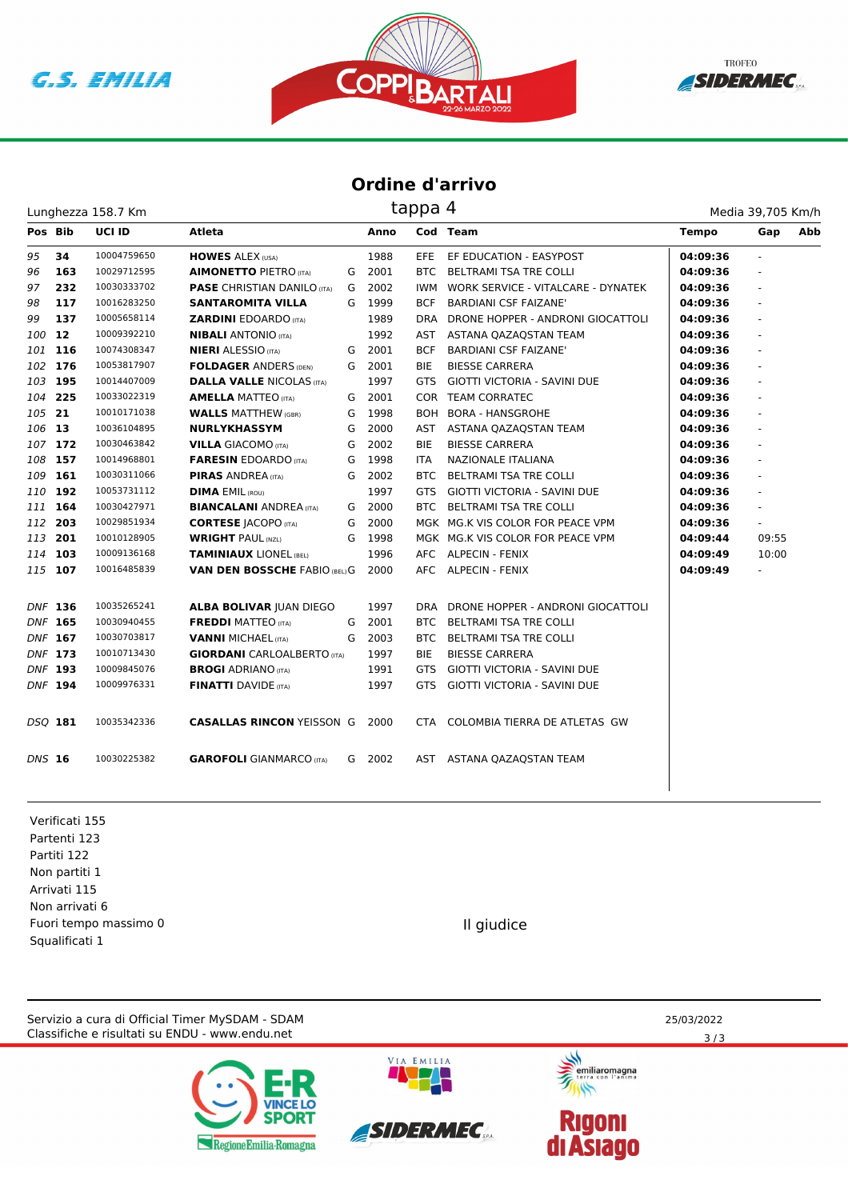## Ordine d'arrivo

Lunghezza 158.7 Km | tappa 4 | Media 39,705 Km/h

| Pos | Bib | UCI ID | Atleta | | Anno | Cod | Team | Tempo | Gap | Abb |
|---|---|---|---|---|---|---|---|---|---|---|
| 95 | 34 | 10004759650 | **HOWES** ALEX (USA) | | 1988 | EFE | EF EDUCATION - EASYPOST | **04:09:36** | - | |
| 96 | 163 | 10029712595 | **AIMONETTO** PIETRO (ITA) | G | 2001 | BTC | BELTRAMI TSA TRE COLLI | **04:09:36** | - | |
| 97 | 232 | 10030333702 | **PASE** CHRISTIAN DANILO (ITA) | G | 2002 | IWM | WORK SERVICE - VITALCARE - DYNATEK | **04:09:36** | - | |
| 98 | 117 | 10016283250 | **SANTAROMITA VILLA** | G | 1999 | BCF | BARDIANI CSF FAIZANE' | **04:09:36** | - | |
| 99 | 137 | 10005658114 | **ZARDINI** EDOARDO (ITA) | | 1989 | DRA | DRONE HOPPER - ANDRONI GIOCATTOLI | **04:09:36** | - | |
| 100 | 12 | 10009392210 | **NIBALI** ANTONIO (ITA) | | 1992 | AST | ASTANA QAZAQSTAN TEAM | **04:09:36** | - | |
| 101 | 116 | 10074308347 | **NIERI** ALESSIO (ITA) | G | 2001 | BCF | BARDIANI CSF FAIZANE' | **04:09:36** | - | |
| 102 | 176 | 10053817907 | **FOLDAGER** ANDERS (DEN) | G | 2001 | BIE | BIESSE CARRERA | **04:09:36** | - | |
| 103 | 195 | 10014407009 | **DALLA VALLE** NICOLAS (ITA) | | 1997 | GTS | GIOTTI VICTORIA - SAVINI DUE | **04:09:36** | - | |
| 104 | 225 | 10033022319 | **AMELLA** MATTEO (ITA) | G | 2001 | COR | TEAM CORRATEC | **04:09:36** | - | |
| 105 | 21 | 10010171038 | **WALLS** MATTHEW (GBR) | G | 1998 | BOH | BORA - HANSGROHE | **04:09:36** | - | |
| 106 | 13 | 10036104895 | **NURLYKHASSYM** | G | 2000 | AST | ASTANA QAZAQSTAN TEAM | **04:09:36** | - | |
| 107 | 172 | 10030463842 | **VILLA** GIACOMO (ITA) | G | 2002 | BIE | BIESSE CARRERA | **04:09:36** | - | |
| 108 | 157 | 10014968801 | **FARESIN** EDOARDO (ITA) | G | 1998 | ITA | NAZIONALE ITALIANA | **04:09:36** | - | |
| 109 | 161 | 10030311066 | **PIRAS** ANDREA (ITA) | G | 2002 | BTC | BELTRAMI TSA TRE COLLI | **04:09:36** | - | |
| 110 | 192 | 10053731112 | **DIMA** EMIL (ROU) | | 1997 | GTS | GIOTTI VICTORIA - SAVINI DUE | **04:09:36** | - | |
| 111 | 164 | 10030427971 | **BIANCALANI** ANDREA (ITA) | G | 2000 | BTC | BELTRAMI TSA TRE COLLI | **04:09:36** | - | |
| 112 | 203 | 10029851934 | **CORTESE** JACOPO (ITA) | G | 2000 | MGK | MG.K VIS COLOR FOR PEACE VPM | **04:09:36** | - | |
| 113 | 201 | 10010128905 | **WRIGHT** PAUL (NZL) | G | 1998 | MGK | MG.K VIS COLOR FOR PEACE VPM | **04:09:44** | 09:55 | |
| 114 | 103 | 10009136168 | **TAMINIAUX** LIONEL (BEL) | | 1996 | AFC | ALPECIN - FENIX | **04:09:49** | 10:00 | |
| 115 | 107 | 10016485839 | **VAN DEN BOSSCHE** FABIO (BEL) | G | 2000 | AFC | ALPECIN - FENIX | **04:09:49** | - | |
| DNF | 136 | 10035265241 | **ALBA BOLIVAR** JUAN DIEGO | | 1997 | DRA | DRONE HOPPER - ANDRONI GIOCATTOLI | | | |
| DNF | 165 | 10030940455 | **FREDDI** MATTEO (ITA) | G | 2001 | BTC | BELTRAMI TSA TRE COLLI | | | |
| DNF | 167 | 10030703817 | **VANNI** MICHAEL (ITA) | G | 2003 | BTC | BELTRAMI TSA TRE COLLI | | | |
| DNF | 173 | 10010713430 | **GIORDANI** CARLOALBERTO (ITA) | | 1997 | BIE | BIESSE CARRERA | | | |
| DNF | 193 | 10009845076 | **BROGI** ADRIANO (ITA) | | 1991 | GTS | GIOTTI VICTORIA - SAVINI DUE | | | |
| DNF | 194 | 10009976331 | **FINATTI** DAVIDE (ITA) | | 1997 | GTS | GIOTTI VICTORIA - SAVINI DUE | | | |
| DSQ | 181 | 10035342336 | **CASALLAS RINCON** YEISSON | G | 2000 | CTA | COLOMBIA TIERRA DE ATLETAS GW | | | |
| DNS | 16 | 10030225382 | **GAROFOLI** GIANMARCO (ITA) | G | 2002 | AST | ASTANA QAZAQSTAN TEAM | | | |

Verificati 155
Partenti 123
Partiti 122
Non partiti 1
Arrivati 115
Non arrivati 6
Fuori tempo massimo 0
Squalificati 1

Il giudice

Servizio a cura di Official Timer MySDAM - SDAM
Classifiche e risultati su ENDU - www.endu.net

25/03/2022